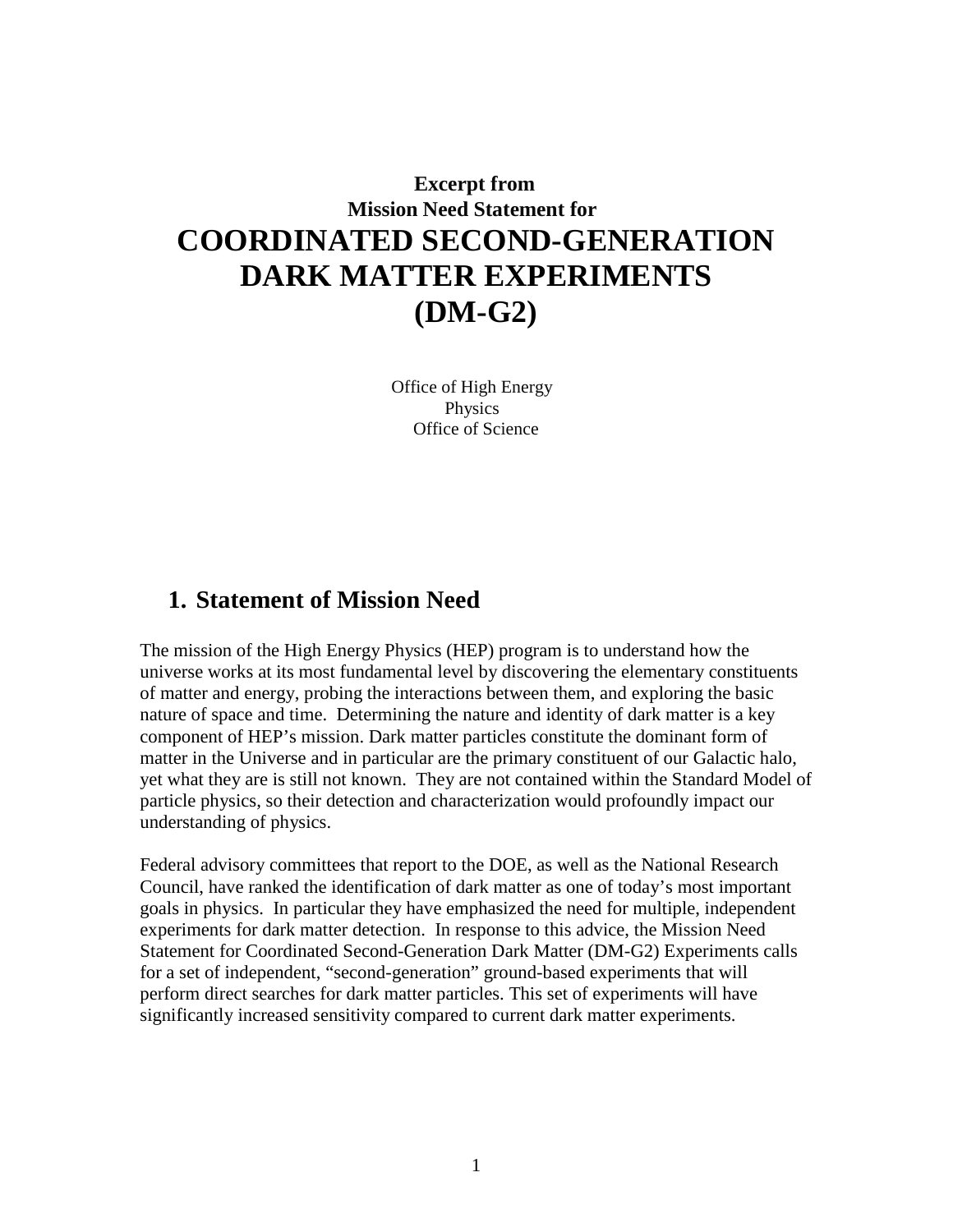**Excerpt from**
**Mission Need Statement for**

# COORDINATED SECOND-GENERATION DARK MATTER EXPERIMENTS (DM-G2)

Office of High Energy Physics
Office of Science

## 1. Statement of Mission Need

The mission of the High Energy Physics (HEP) program is to understand how the universe works at its most fundamental level by discovering the elementary constituents of matter and energy, probing the interactions between them, and exploring the basic nature of space and time. Determining the nature and identity of dark matter is a key component of HEP's mission. Dark matter particles constitute the dominant form of matter in the Universe and in particular are the primary constituent of our Galactic halo, yet what they are is still not known. They are not contained within the Standard Model of particle physics, so their detection and characterization would profoundly impact our understanding of physics.

Federal advisory committees that report to the DOE, as well as the National Research Council, have ranked the identification of dark matter as one of today's most important goals in physics. In particular they have emphasized the need for multiple, independent experiments for dark matter detection. In response to this advice, the Mission Need Statement for Coordinated Second-Generation Dark Matter (DM-G2) Experiments calls for a set of independent, "second-generation" ground-based experiments that will perform direct searches for dark matter particles. This set of experiments will have significantly increased sensitivity compared to current dark matter experiments.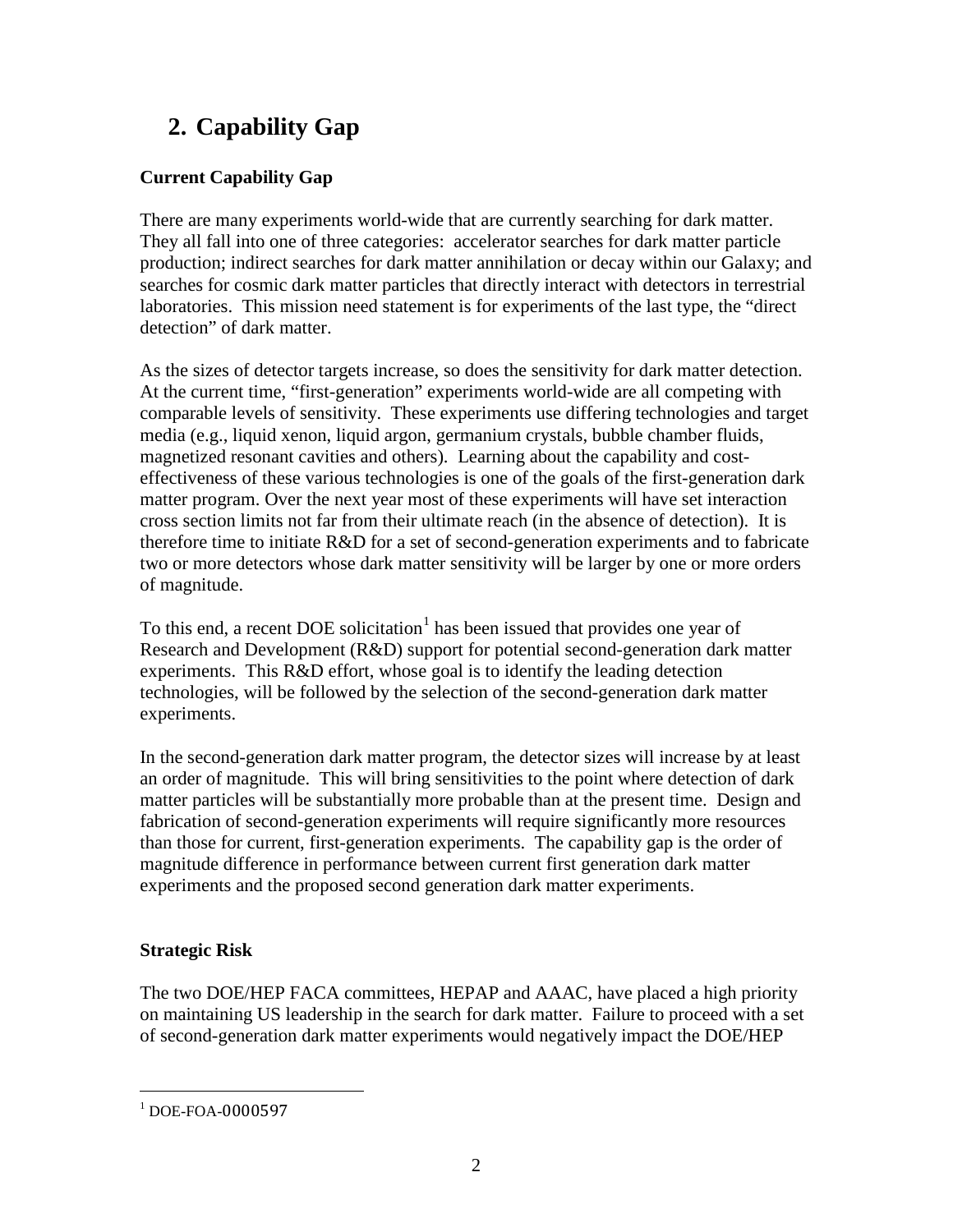## 2. Capability Gap

### Current Capability Gap

There are many experiments world-wide that are currently searching for dark matter. They all fall into one of three categories: accelerator searches for dark matter particle production; indirect searches for dark matter annihilation or decay within our Galaxy; and searches for cosmic dark matter particles that directly interact with detectors in terrestrial laboratories. This mission need statement is for experiments of the last type, the "direct detection" of dark matter.

As the sizes of detector targets increase, so does the sensitivity for dark matter detection. At the current time, "first-generation" experiments world-wide are all competing with comparable levels of sensitivity. These experiments use differing technologies and target media (e.g., liquid xenon, liquid argon, germanium crystals, bubble chamber fluids, magnetized resonant cavities and others). Learning about the capability and cost-effectiveness of these various technologies is one of the goals of the first-generation dark matter program. Over the next year most of these experiments will have set interaction cross section limits not far from their ultimate reach (in the absence of detection). It is therefore time to initiate R&D for a set of second-generation experiments and to fabricate two or more detectors whose dark matter sensitivity will be larger by one or more orders of magnitude.

To this end, a recent DOE solicitation[1] has been issued that provides one year of Research and Development (R&D) support for potential second-generation dark matter experiments. This R&D effort, whose goal is to identify the leading detection technologies, will be followed by the selection of the second-generation dark matter experiments.

In the second-generation dark matter program, the detector sizes will increase by at least an order of magnitude. This will bring sensitivities to the point where detection of dark matter particles will be substantially more probable than at the present time. Design and fabrication of second-generation experiments will require significantly more resources than those for current, first-generation experiments. The capability gap is the order of magnitude difference in performance between current first generation dark matter experiments and the proposed second generation dark matter experiments.

### Strategic Risk

The two DOE/HEP FACA committees, HEPAP and AAAC, have placed a high priority on maintaining US leadership in the search for dark matter. Failure to proceed with a set of second-generation dark matter experiments would negatively impact the DOE/HEP

[1] DOE-FOA-0000597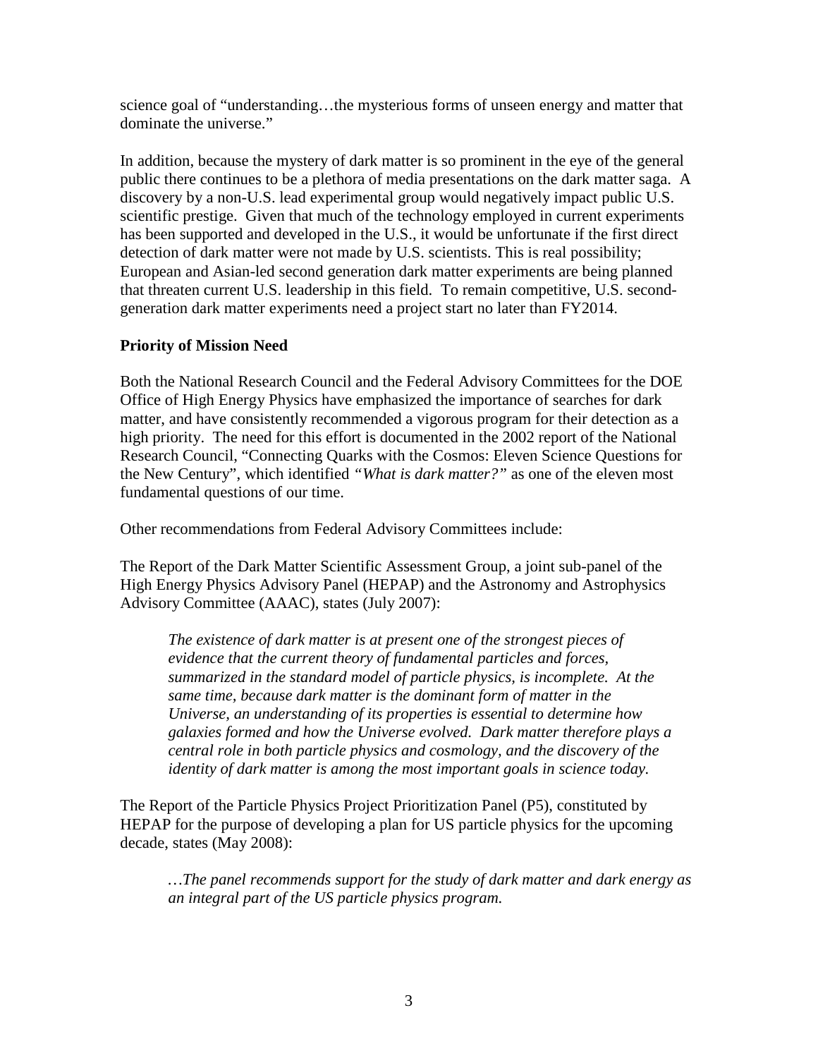science goal of "understanding…the mysterious forms of unseen energy and matter that dominate the universe."

In addition, because the mystery of dark matter is so prominent in the eye of the general public there continues to be a plethora of media presentations on the dark matter saga. A discovery by a non-U.S. lead experimental group would negatively impact public U.S. scientific prestige. Given that much of the technology employed in current experiments has been supported and developed in the U.S., it would be unfortunate if the first direct detection of dark matter were not made by U.S. scientists. This is real possibility; European and Asian-led second generation dark matter experiments are being planned that threaten current U.S. leadership in this field. To remain competitive, U.S. second-generation dark matter experiments need a project start no later than FY2014.

**Priority of Mission Need**

Both the National Research Council and the Federal Advisory Committees for the DOE Office of High Energy Physics have emphasized the importance of searches for dark matter, and have consistently recommended a vigorous program for their detection as a high priority. The need for this effort is documented in the 2002 report of the National Research Council, "Connecting Quarks with the Cosmos: Eleven Science Questions for the New Century", which identified *"What is dark matter?"* as one of the eleven most fundamental questions of our time.

Other recommendations from Federal Advisory Committees include:

The Report of the Dark Matter Scientific Assessment Group, a joint sub-panel of the High Energy Physics Advisory Panel (HEPAP) and the Astronomy and Astrophysics Advisory Committee (AAAC), states (July 2007):

> *The existence of dark matter is at present one of the strongest pieces of evidence that the current theory of fundamental particles and forces, summarized in the standard model of particle physics, is incomplete. At the same time, because dark matter is the dominant form of matter in the Universe, an understanding of its properties is essential to determine how galaxies formed and how the Universe evolved. Dark matter therefore plays a central role in both particle physics and cosmology, and the discovery of the identity of dark matter is among the most important goals in science today.*

The Report of the Particle Physics Project Prioritization Panel (P5), constituted by HEPAP for the purpose of developing a plan for US particle physics for the upcoming decade, states (May 2008):

> *…The panel recommends support for the study of dark matter and dark energy as an integral part of the US particle physics program.*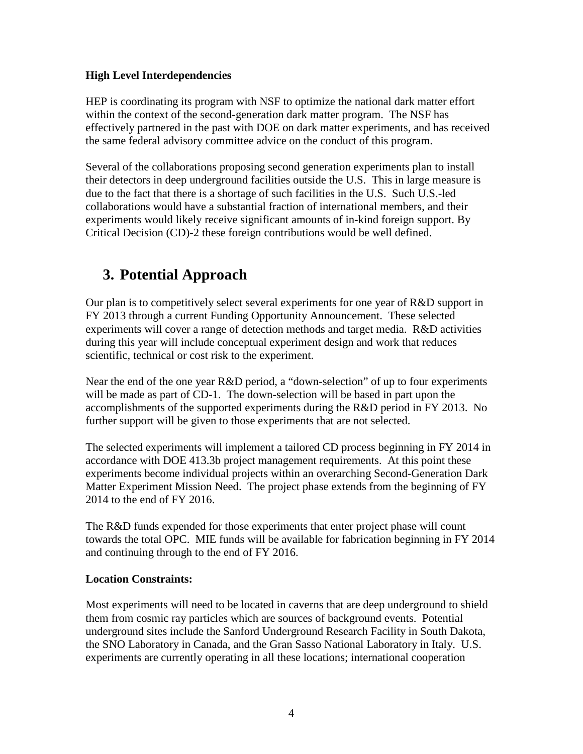**High Level Interdependencies**

HEP is coordinating its program with NSF to optimize the national dark matter effort within the context of the second-generation dark matter program. The NSF has effectively partnered in the past with DOE on dark matter experiments, and has received the same federal advisory committee advice on the conduct of this program.

Several of the collaborations proposing second generation experiments plan to install their detectors in deep underground facilities outside the U.S. This in large measure is due to the fact that there is a shortage of such facilities in the U.S. Such U.S.-led collaborations would have a substantial fraction of international members, and their experiments would likely receive significant amounts of in-kind foreign support. By Critical Decision (CD)-2 these foreign contributions would be well defined.

# 3. Potential Approach

Our plan is to competitively select several experiments for one year of R&D support in FY 2013 through a current Funding Opportunity Announcement. These selected experiments will cover a range of detection methods and target media. R&D activities during this year will include conceptual experiment design and work that reduces scientific, technical or cost risk to the experiment.

Near the end of the one year R&D period, a "down-selection" of up to four experiments will be made as part of CD-1. The down-selection will be based in part upon the accomplishments of the supported experiments during the R&D period in FY 2013. No further support will be given to those experiments that are not selected.

The selected experiments will implement a tailored CD process beginning in FY 2014 in accordance with DOE 413.3b project management requirements. At this point these experiments become individual projects within an overarching Second-Generation Dark Matter Experiment Mission Need. The project phase extends from the beginning of FY 2014 to the end of FY 2016.

The R&D funds expended for those experiments that enter project phase will count towards the total OPC. MIE funds will be available for fabrication beginning in FY 2014 and continuing through to the end of FY 2016.

**Location Constraints:**

Most experiments will need to be located in caverns that are deep underground to shield them from cosmic ray particles which are sources of background events. Potential underground sites include the Sanford Underground Research Facility in South Dakota, the SNO Laboratory in Canada, and the Gran Sasso National Laboratory in Italy. U.S. experiments are currently operating in all these locations; international cooperation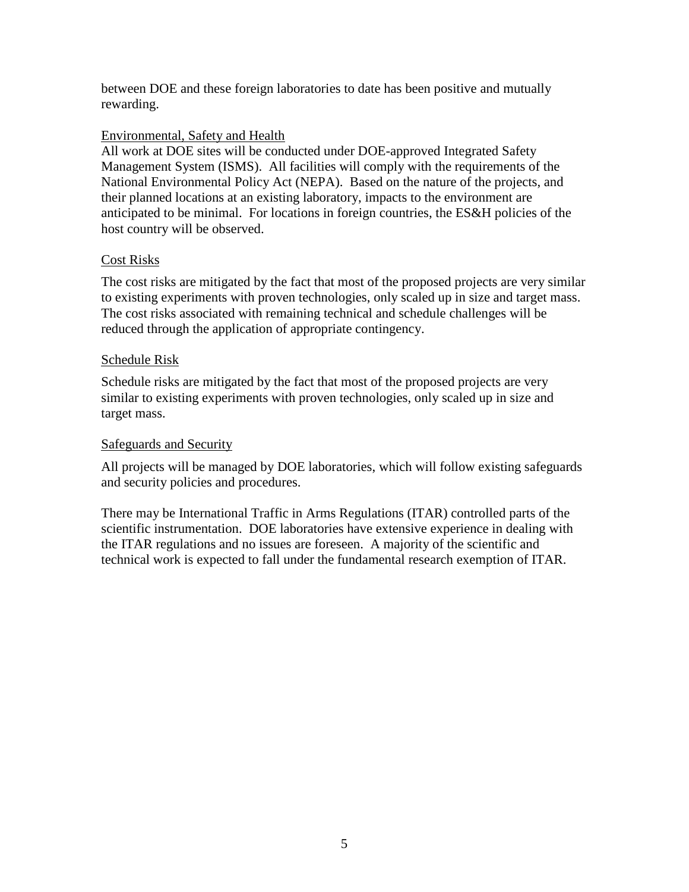between DOE and these foreign laboratories to date has been positive and mutually rewarding.

Environmental, Safety and Health

All work at DOE sites will be conducted under DOE-approved Integrated Safety Management System (ISMS). All facilities will comply with the requirements of the National Environmental Policy Act (NEPA). Based on the nature of the projects, and their planned locations at an existing laboratory, impacts to the environment are anticipated to be minimal. For locations in foreign countries, the ES&H policies of the host country will be observed.

Cost Risks

The cost risks are mitigated by the fact that most of the proposed projects are very similar to existing experiments with proven technologies, only scaled up in size and target mass. The cost risks associated with remaining technical and schedule challenges will be reduced through the application of appropriate contingency.

Schedule Risk

Schedule risks are mitigated by the fact that most of the proposed projects are very similar to existing experiments with proven technologies, only scaled up in size and target mass.

Safeguards and Security

All projects will be managed by DOE laboratories, which will follow existing safeguards and security policies and procedures.

There may be International Traffic in Arms Regulations (ITAR) controlled parts of the scientific instrumentation. DOE laboratories have extensive experience in dealing with the ITAR regulations and no issues are foreseen. A majority of the scientific and technical work is expected to fall under the fundamental research exemption of ITAR.